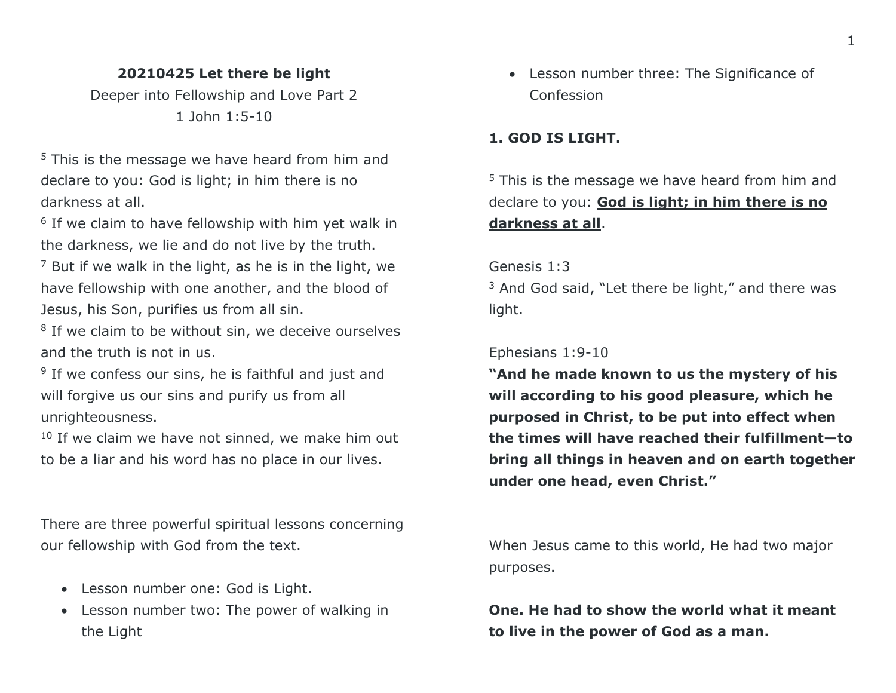# 20210425 Let there be light

Deeper into Fellowship and Love Part 2

1 John 1:5-10

[5] This is the message we have heard from him and declare to you: God is light; in him there is no darkness at all.
[6] If we claim to have fellowship with him yet walk in the darkness, we lie and do not live by the truth.
[7] But if we walk in the light, as he is in the light, we have fellowship with one another, and the blood of Jesus, his Son, purifies us from all sin.
[8] If we claim to be without sin, we deceive ourselves and the truth is not in us.
[9] If we confess our sins, he is faithful and just and will forgive us our sins and purify us from all unrighteousness.
[10] If we claim we have not sinned, we make him out to be a liar and his word has no place in our lives.

There are three powerful spiritual lessons concerning our fellowship with God from the text.

- Lesson number one: God is Light.
- Lesson number two: The power of walking in the Light
- Lesson number three: The Significance of Confession

## 1. GOD IS LIGHT.

[5] This is the message we have heard from him and declare to you: <u>**God is light; in him there is no darkness at all**</u>.

Genesis 1:3
[3] And God said, "Let there be light," and there was light.

Ephesians 1:9-10
**"And he made known to us the mystery of his will according to his good pleasure, which he purposed in Christ, to be put into effect when the times will have reached their fulfillment—to bring all things in heaven and on earth together under one head, even Christ."**

When Jesus came to this world, He had two major purposes.

**One. He had to show the world what it meant to live in the power of God as a man.**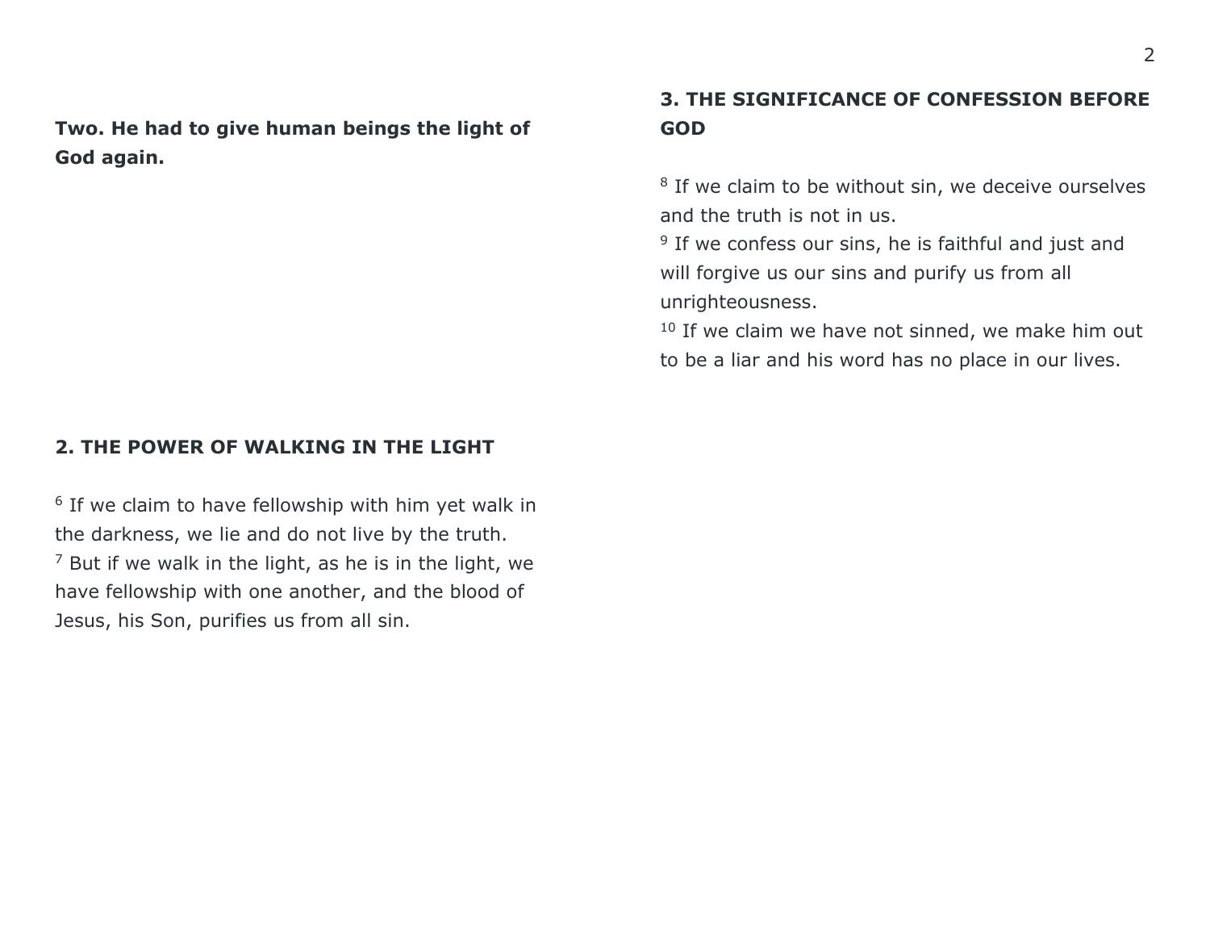**Two. He had to give human beings the light of God again.**

## 2. THE POWER OF WALKING IN THE LIGHT

[6] If we claim to have fellowship with him yet walk in the darkness, we lie and do not live by the truth.
[7] But if we walk in the light, as he is in the light, we have fellowship with one another, and the blood of Jesus, his Son, purifies us from all sin.

## 3. THE SIGNIFICANCE OF CONFESSION BEFORE GOD

[8] If we claim to be without sin, we deceive ourselves and the truth is not in us.
[9] If we confess our sins, he is faithful and just and will forgive us our sins and purify us from all unrighteousness.
[10] If we claim we have not sinned, we make him out to be a liar and his word has no place in our lives.